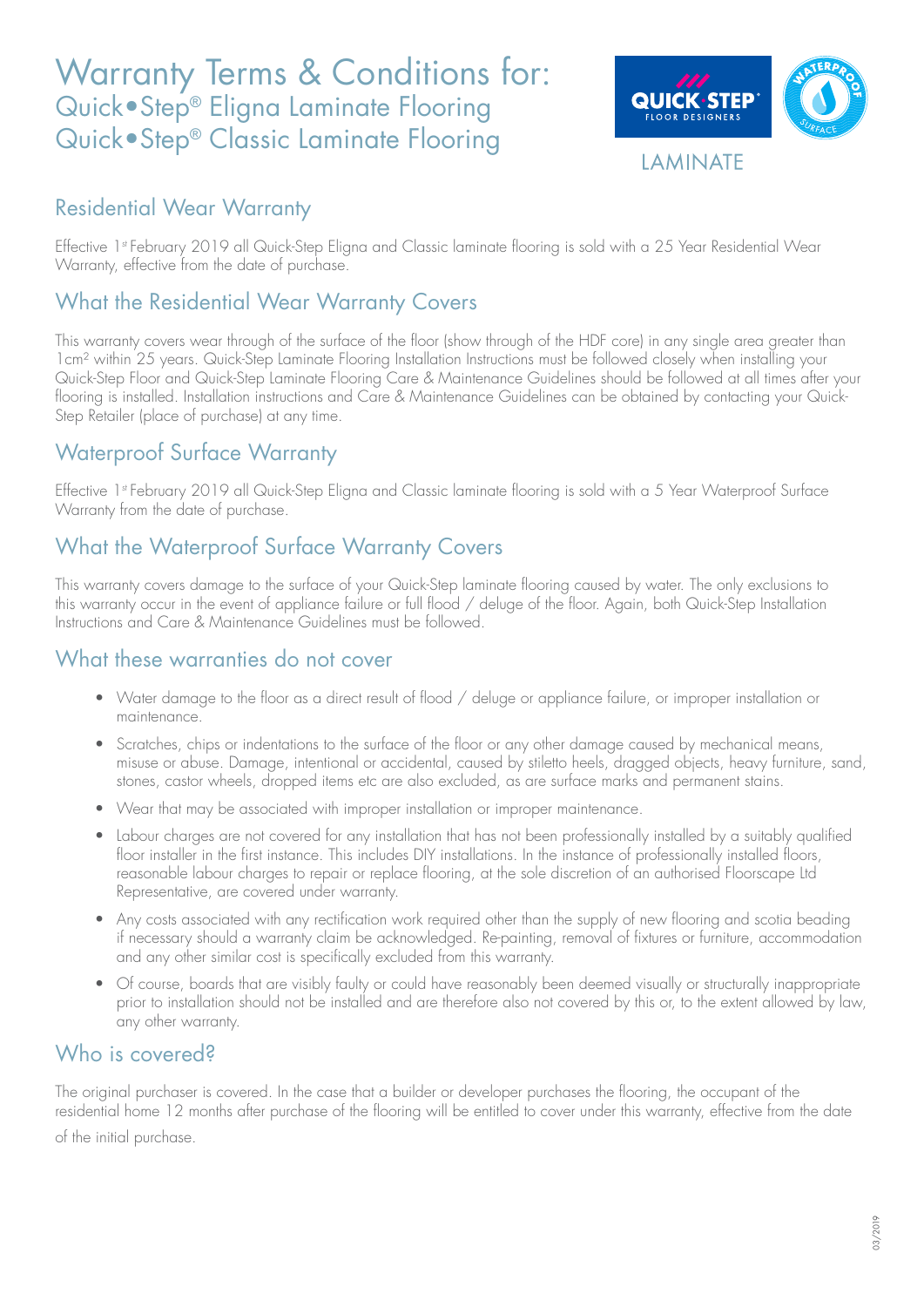# Warranty Terms & Conditions for:
## Quick•Step® Eligna Laminate Flooring
## Quick•Step® Classic Laminate Flooring

LAMINATE

## Residential Wear Warranty

Effective 1st February 2019 all Quick-Step Eligna and Classic laminate flooring is sold with a 25 Year Residential Wear Warranty, effective from the date of purchase.

## What the Residential Wear Warranty Covers

This warranty covers wear through of the surface of the floor (show through of the HDF core) in any single area greater than 1cm$^2$ within 25 years. Quick-Step Laminate Flooring Installation Instructions must be followed closely when installing your Quick-Step Floor and Quick-Step Laminate Flooring Care & Maintenance Guidelines should be followed at all times after your flooring is installed. Installation instructions and Care & Maintenance Guidelines can be obtained by contacting your Quick-Step Retailer (place of purchase) at any time.

## Waterproof Surface Warranty

Effective 1st February 2019 all Quick-Step Eligna and Classic laminate flooring is sold with a 5 Year Waterproof Surface Warranty from the date of purchase.

## What the Waterproof Surface Warranty Covers

This warranty covers damage to the surface of your Quick-Step laminate flooring caused by water. The only exclusions to this warranty occur in the event of appliance failure or full flood / deluge of the floor. Again, both Quick-Step Installation Instructions and Care & Maintenance Guidelines must be followed.

## What these warranties do not cover

- Water damage to the floor as a direct result of flood / deluge or appliance failure, or improper installation or maintenance.
- Scratches, chips or indentations to the surface of the floor or any other damage caused by mechanical means, misuse or abuse. Damage, intentional or accidental, caused by stiletto heels, dragged objects, heavy furniture, sand, stones, castor wheels, dropped items etc are also excluded, as are surface marks and permanent stains.
- Wear that may be associated with improper installation or improper maintenance.
- Labour charges are not covered for any installation that has not been professionally installed by a suitably qualified floor installer in the first instance. This includes DIY installations. In the instance of professionally installed floors, reasonable labour charges to repair or replace flooring, at the sole discretion of an authorised Floorscape Ltd Representative, are covered under warranty.
- Any costs associated with any rectification work required other than the supply of new flooring and scotia beading if necessary should a warranty claim be acknowledged. Re-painting, removal of fixtures or furniture, accommodation and any other similar cost is specifically excluded from this warranty.
- Of course, boards that are visibly faulty or could have reasonably been deemed visually or structurally inappropriate prior to installation should not be installed and are therefore also not covered by this or, to the extent allowed by law, any other warranty.

## Who is covered?

The original purchaser is covered. In the case that a builder or developer purchases the flooring, the occupant of the residential home 12 months after purchase of the flooring will be entitled to cover under this warranty, effective from the date of the initial purchase.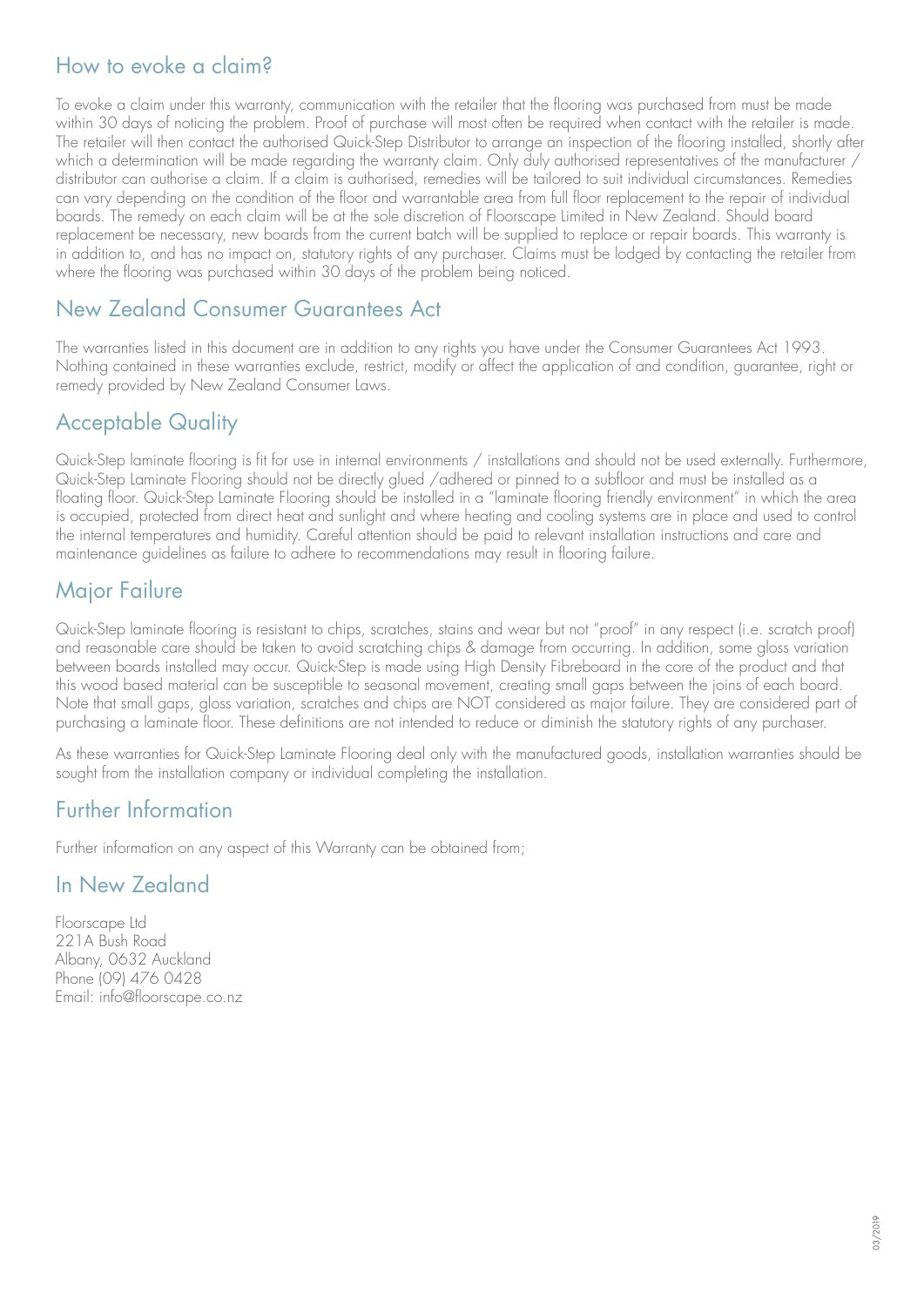## How to evoke a claim?

To evoke a claim under this warranty, communication with the retailer that the flooring was purchased from must be made within 30 days of noticing the problem. Proof of purchase will most often be required when contact with the retailer is made. The retailer will then contact the authorised Quick-Step Distributor to arrange an inspection of the flooring installed, shortly after which a determination will be made regarding the warranty claim. Only duly authorised representatives of the manufacturer / distributor can authorise a claim. If a claim is authorised, remedies will be tailored to suit individual circumstances. Remedies can vary depending on the condition of the floor and warrantable area from full floor replacement to the repair of individual boards. The remedy on each claim will be at the sole discretion of Floorscape Limited in New Zealand. Should board replacement be necessary, new boards from the current batch will be supplied to replace or repair boards. This warranty is in addition to, and has no impact on, statutory rights of any purchaser. Claims must be lodged by contacting the retailer from where the flooring was purchased within 30 days of the problem being noticed.

## New Zealand Consumer Guarantees Act

The warranties listed in this document are in addition to any rights you have under the Consumer Guarantees Act 1993. Nothing contained in these warranties exclude, restrict, modify or affect the application of and condition, guarantee, right or remedy provided by New Zealand Consumer Laws.

## Acceptable Quality

Quick-Step laminate flooring is fit for use in internal environments / installations and should not be used externally. Furthermore, Quick-Step Laminate Flooring should not be directly glued /adhered or pinned to a subfloor and must be installed as a floating floor. Quick-Step Laminate Flooring should be installed in a "laminate flooring friendly environment" in which the area is occupied, protected from direct heat and sunlight and where heating and cooling systems are in place and used to control the internal temperatures and humidity. Careful attention should be paid to relevant installation instructions and care and maintenance guidelines as failure to adhere to recommendations may result in flooring failure.

## Major Failure

Quick-Step laminate flooring is resistant to chips, scratches, stains and wear but not "proof" in any respect (i.e. scratch proof) and reasonable care should be taken to avoid scratching chips & damage from occurring. In addition, some gloss variation between boards installed may occur. Quick-Step is made using High Density Fibreboard in the core of the product and that this wood based material can be susceptible to seasonal movement, creating small gaps between the joins of each board. Note that small gaps, gloss variation, scratches and chips are NOT considered as major failure. They are considered part of purchasing a laminate floor. These definitions are not intended to reduce or diminish the statutory rights of any purchaser.

As these warranties for Quick-Step Laminate Flooring deal only with the manufactured goods, installation warranties should be sought from the installation company or individual completing the installation.

## Further Information

Further information on any aspect of this Warranty can be obtained from;

## In New Zealand

Floorscape Ltd
221A Bush Road
Albany, 0632 Auckland
Phone (09) 476 0428
Email: info@floorscape.co.nz

03/2019